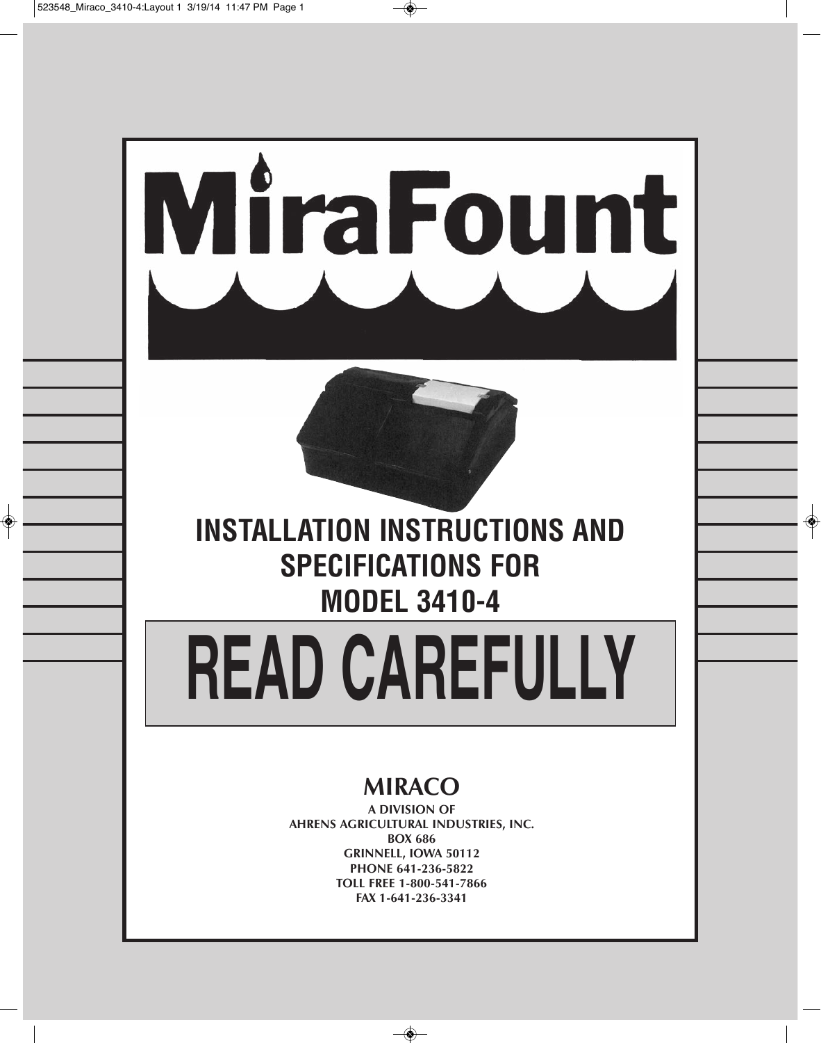# MiraFount

## INSTALLATION INSTRUCTIONS AND SPECIFICATIONS FOR MODEL 3410-4

# READ CAREFULLY

**MIRACO**

**A DIVISION OF**
**AHRENS AGRICULTURAL INDUSTRIES, INC.**
**BOX 686**
**GRINNELL, IOWA 50112**
**PHONE 641-236-5822**
**TOLL FREE 1-800-541-7866**
**FAX 1-641-236-3341**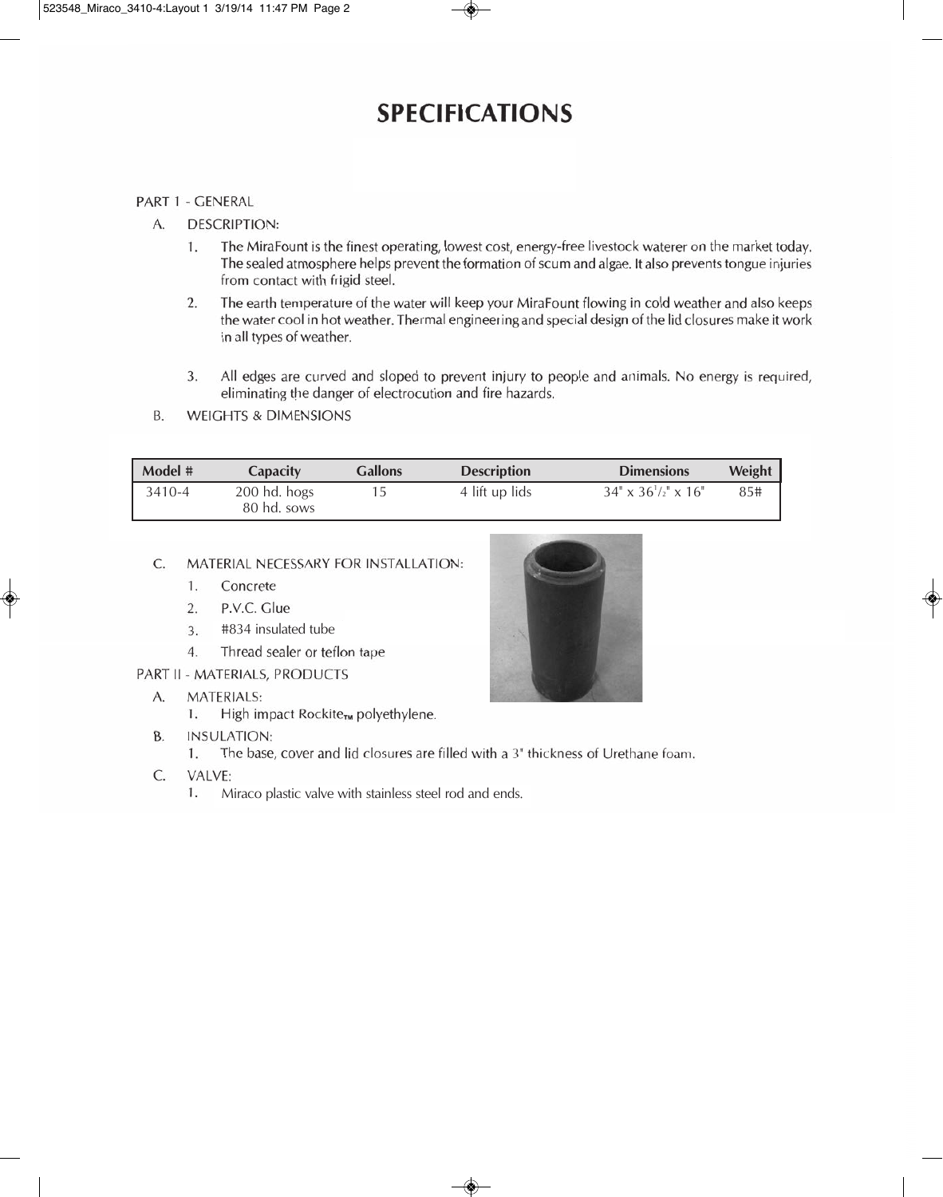# SPECIFICATIONS

PART 1 - GENERAL

A. DESCRIPTION:

1. The MiraFount is the finest operating, lowest cost, energy-free livestock waterer on the market today. The sealed atmosphere helps prevent the formation of scum and algae. It also prevents tongue injuries from contact with frigid steel.
2. The earth temperature of the water will keep your MiraFount flowing in cold weather and also keeps the water cool in hot weather. Thermal engineering and special design of the lid closures make it work in all types of weather.
3. All edges are curved and sloped to prevent injury to people and animals. No energy is required, eliminating the danger of electrocution and fire hazards.

B. WEIGHTS & DIMENSIONS

| Model # | Capacity | Gallons | Description | Dimensions | Weight |
|---|---|---|---|---|---|
| 3410-4 | 200 hd. hogs<br>80 hd. sows | 15 | 4 lift up lids | 34" x 36 1/2" x 16" | 85# |

C. MATERIAL NECESSARY FOR INSTALLATION:

1. Concrete
2. P.V.C. Glue
3. #834 insulated tube
4. Thread sealer or teflon tape

PART II - MATERIALS, PRODUCTS

A. MATERIALS:

1. High impact Rockite™ polyethylene.

B. INSULATION:

1. The base, cover and lid closures are filled with a 3" thickness of Urethane foam.

C. VALVE:

1. Miraco plastic valve with stainless steel rod and ends.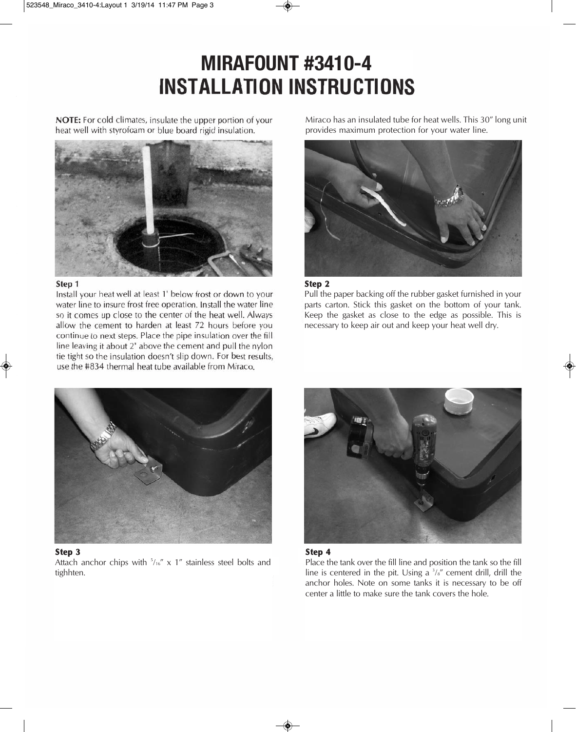# MIRAFOUNT #3410-4 INSTALLATION INSTRUCTIONS

**NOTE:** For cold climates, insulate the upper portion of your heat well with styrofoam or blue board rigid insulation.

**Step 1**

Install your heat well at least 1' below frost or down to your water line to insure frost free operation. Install the water line so it comes up close to the center of the heat well. Always allow the cement to harden at least 72 hours before you continue to next steps. Place the pipe insulation over the fill line leaving it about 2" above the cement and pull the nylon tie tight so the insulation doesn't slip down. For best results, use the #834 thermal heat tube available from Miraco.

Miraco has an insulated tube for heat wells. This 30" long unit provides maximum protection for your water line.

**Step 2**

Pull the paper backing off the rubber gasket furnished in your parts carton. Stick this gasket on the bottom of your tank. Keep the gasket as close to the edge as possible. This is necessary to keep air out and keep your heat well dry.

**Step 3**

Attach anchor chips with 5/16" x 1" stainless steel bolts and tighhten.

**Step 4**

Place the tank over the fill line and position the tank so the fill line is centered in the pit. Using a 3/8" cement drill, drill the anchor holes. Note on some tanks it is necessary to be off center a little to make sure the tank covers the hole.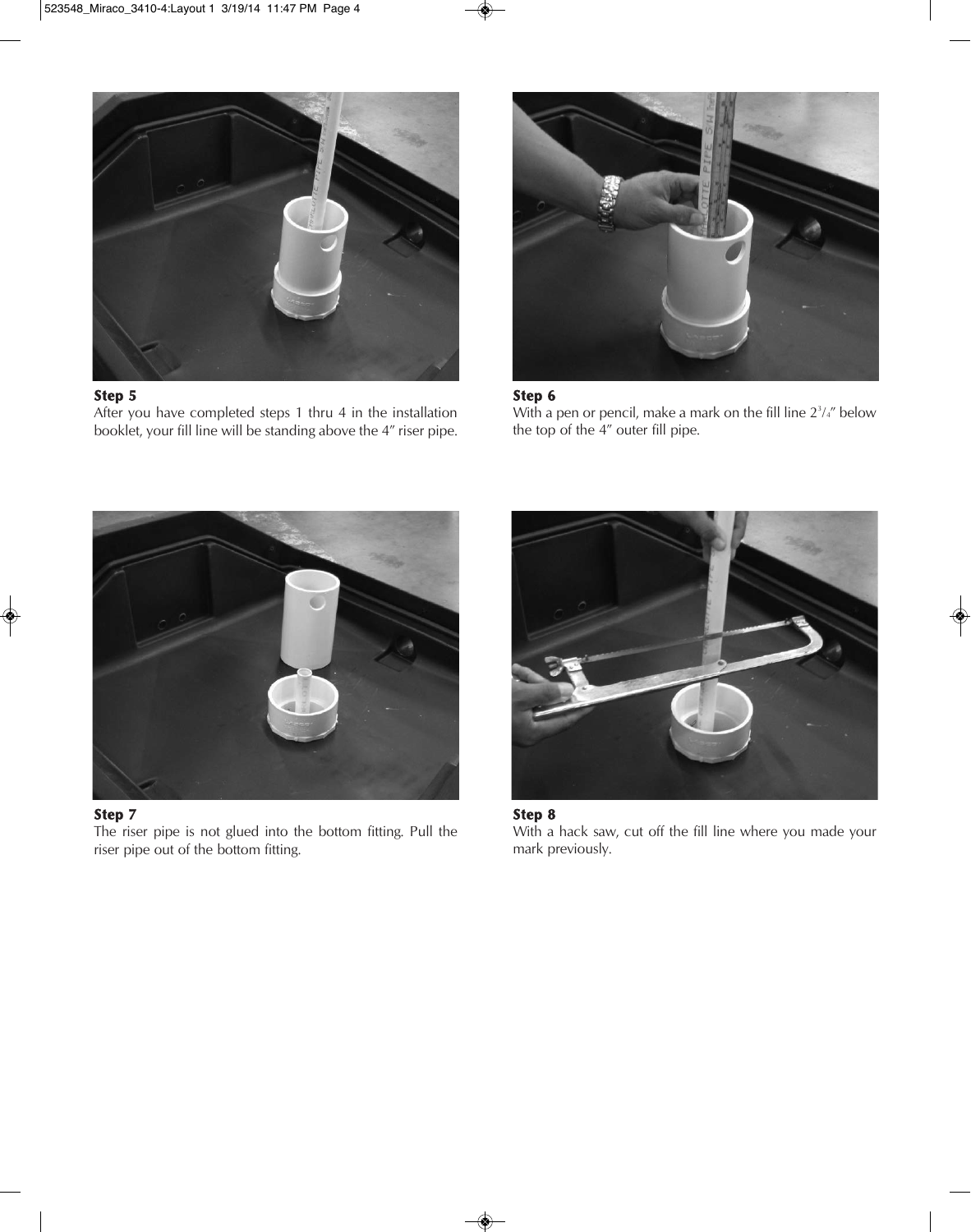**Step 5**

After you have completed steps 1 thru 4 in the installation booklet, your fill line will be standing above the 4" riser pipe.

**Step 6**

With a pen or pencil, make a mark on the fill line 2$^{3}/_{4}$" below the top of the 4" outer fill pipe.

**Step 7**

The riser pipe is not glued into the bottom fitting. Pull the riser pipe out of the bottom fitting.

**Step 8**

With a hack saw, cut off the fill line where you made your mark previously.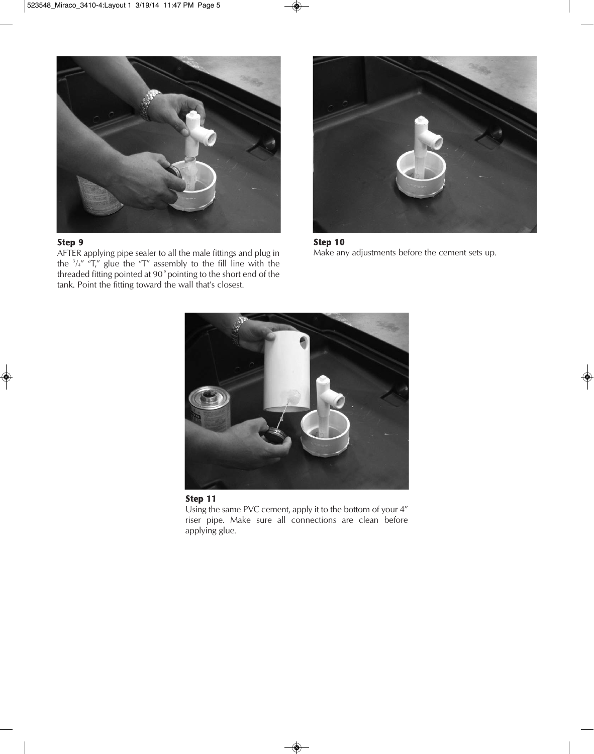**Step 9**

AFTER applying pipe sealer to all the male fittings and plug in the $^3/_4$" "T," glue the "T" assembly to the fill line with the threaded fitting pointed at 90˚ pointing to the short end of the tank. Point the fitting toward the wall that's closest.

**Step 10**

Make any adjustments before the cement sets up.

**Step 11**

Using the same PVC cement, apply it to the bottom of your 4" riser pipe. Make sure all connections are clean before applying glue.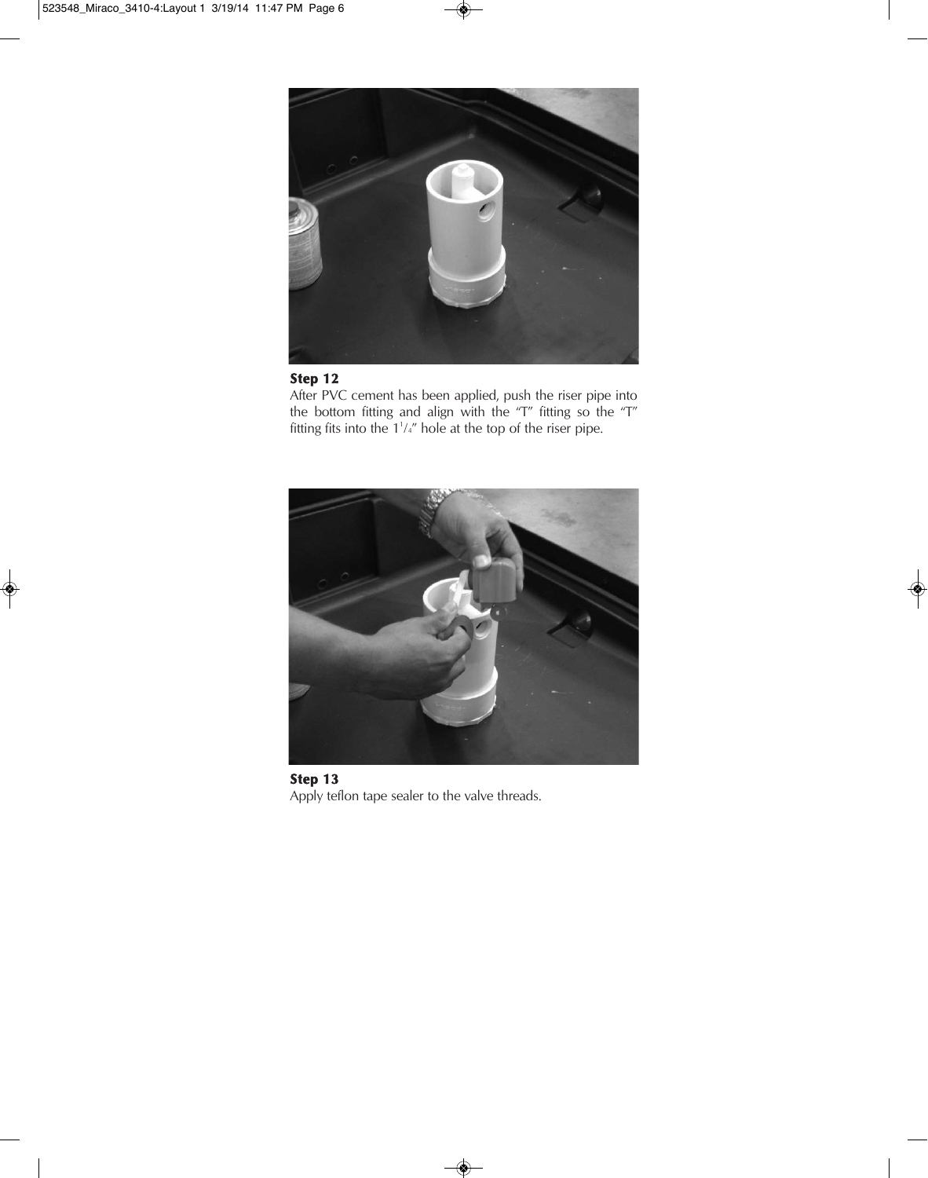**Step 12**

After PVC cement has been applied, push the riser pipe into the bottom fitting and align with the "T" fitting so the "T" fitting fits into the 1$^{1}/_{4}$" hole at the top of the riser pipe.

**Step 13**

Apply teflon tape sealer to the valve threads.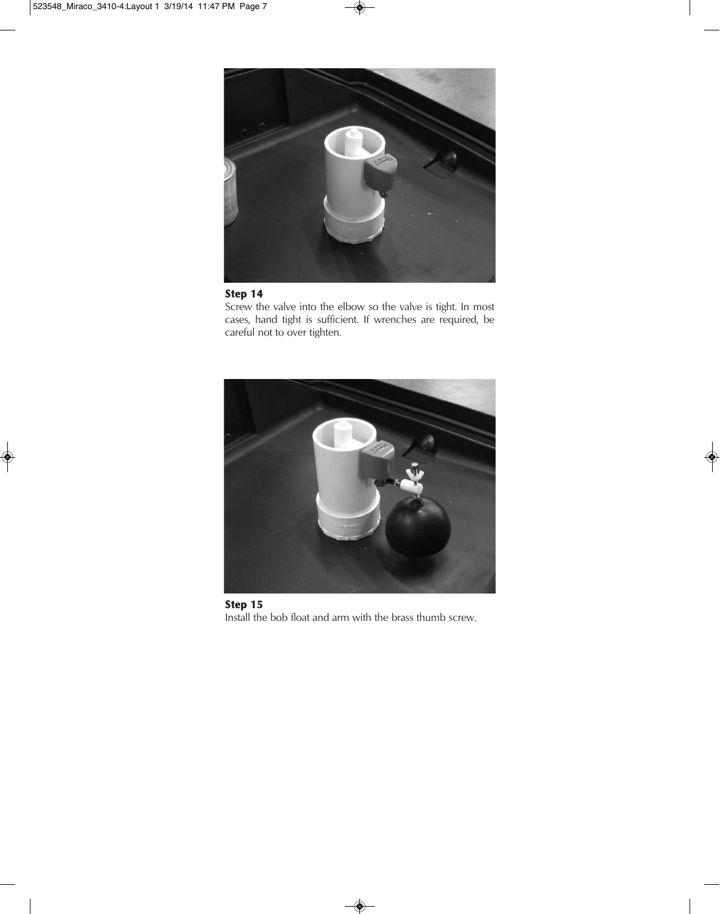**Step 14**

Screw the valve into the elbow so the valve is tight. In most cases, hand tight is sufficient. If wrenches are required, be careful not to over tighten.

**Step 15**

Install the bob float and arm with the brass thumb screw.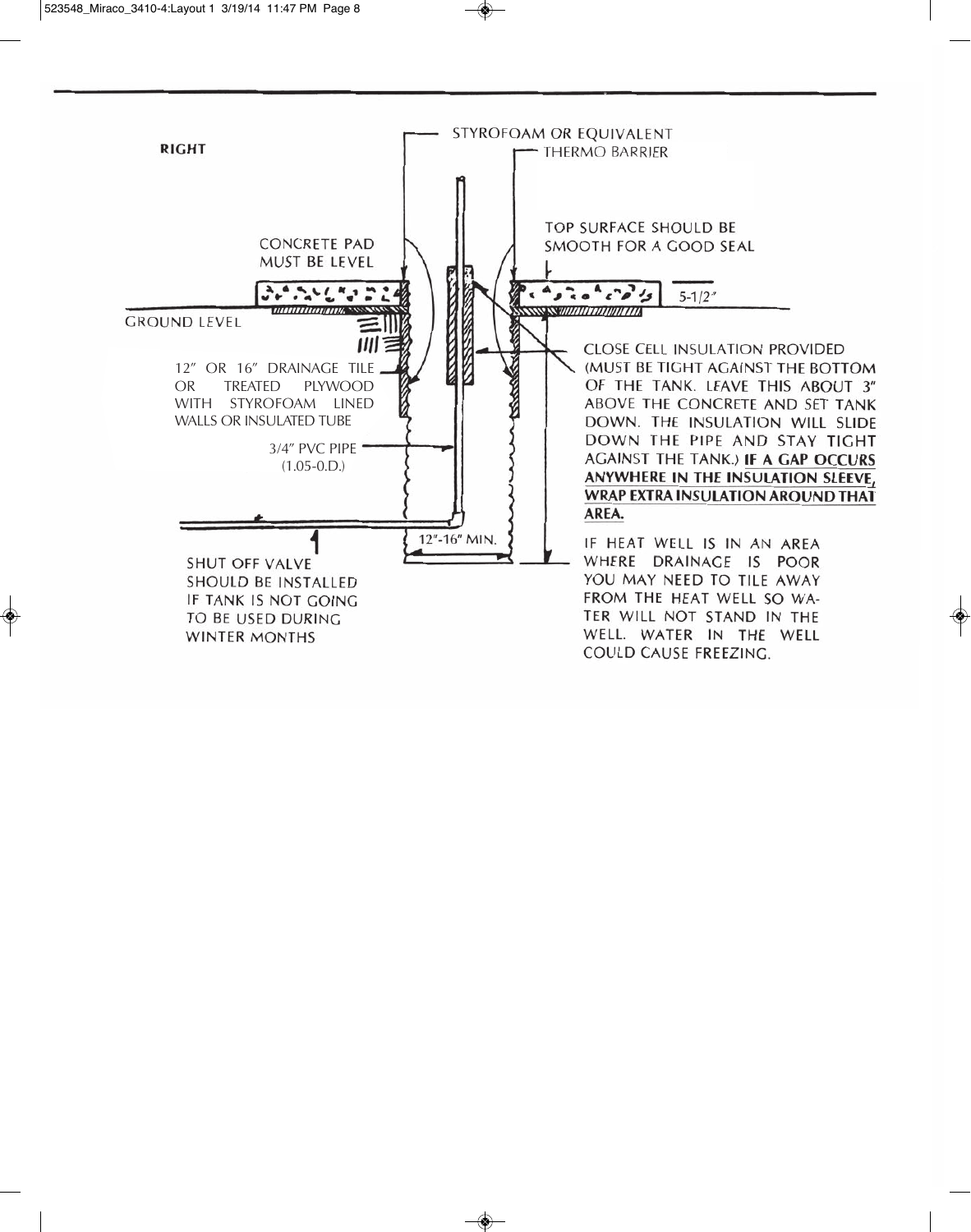RIGHT

STYROFOAM OR EQUIVALENT

THERMO BARRIER

TOP SURFACE SHOULD BE SMOOTH FOR A GOOD SEAL

CONCRETE PAD MUST BE LEVEL

5-1/2″

GROUND LEVEL

12″ OR 16″ DRAINAGE TILE OR TREATED PLYWOOD WITH STYROFOAM LINED WALLS OR INSULATED TUBE

3/4″ PVC PIPE (1.05-O.D.)

CLOSE CELL INSULATION PROVIDED (MUST BE TIGHT AGAINST THE BOTTOM OF THE TANK. LEAVE THIS ABOUT 3″ ABOVE THE CONCRETE AND SET TANK DOWN. THE INSULATION WILL SLIDE DOWN THE PIPE AND STAY TIGHT AGAINST THE TANK.) **IF A GAP OCCURS ANYWHERE IN THE INSULATION SLEEVE, WRAP EXTRA INSULATION AROUND THAT AREA.**

12″-16″ MIN.

SHUT OFF VALVE SHOULD BE INSTALLED IF TANK IS NOT GOING TO BE USED DURING WINTER MONTHS

IF HEAT WELL IS IN AN AREA WHERE DRAINAGE IS POOR YOU MAY NEED TO TILE AWAY FROM THE HEAT WELL SO WATER WILL NOT STAND IN THE WELL. WATER IN THE WELL COULD CAUSE FREEZING.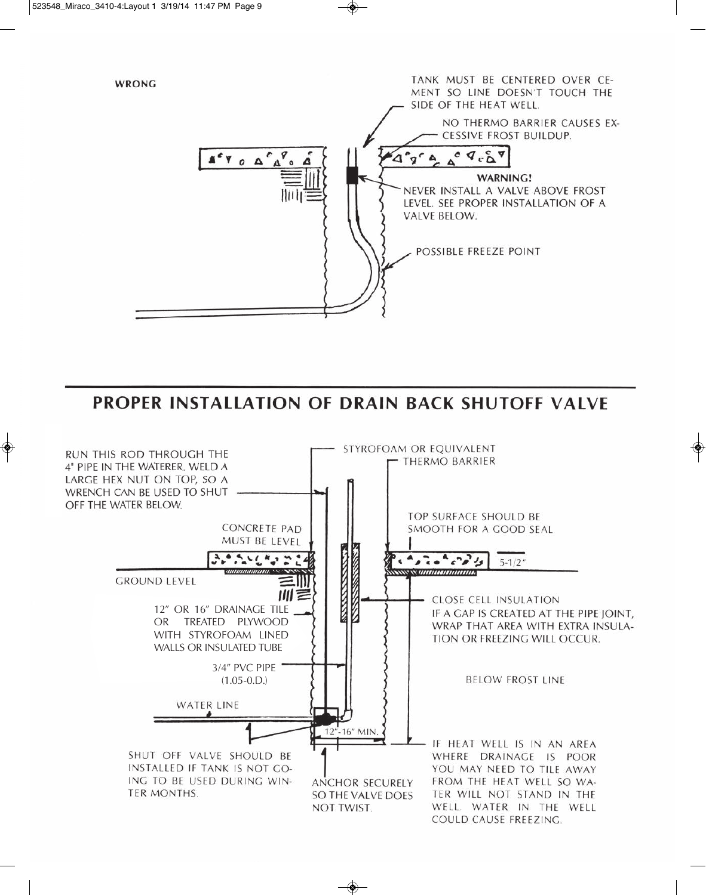**WRONG**

TANK MUST BE CENTERED OVER CEMENT SO LINE DOESN'T TOUCH THE SIDE OF THE HEAT WELL.

NO THERMO BARRIER CAUSES EXCESSIVE FROST BUILDUP.

**WARNING!**
NEVER INSTALL A VALVE ABOVE FROST LEVEL. SEE PROPER INSTALLATION OF A VALVE BELOW.

POSSIBLE FREEZE POINT

## PROPER INSTALLATION OF DRAIN BACK SHUTOFF VALVE

RUN THIS ROD THROUGH THE 4" PIPE IN THE WATERER. WELD A LARGE HEX NUT ON TOP, SO A WRENCH CAN BE USED TO SHUT OFF THE WATER BELOW.

STYROFOAM OR EQUIVALENT THERMO BARRIER

CONCRETE PAD MUST BE LEVEL

TOP SURFACE SHOULD BE SMOOTH FOR A GOOD SEAL

5-1/2"

GROUND LEVEL

CLOSE CELL INSULATION
IF A GAP IS CREATED AT THE PIPE JOINT, WRAP THAT AREA WITH EXTRA INSULATION OR FREEZING WILL OCCUR.

12" OR 16" DRAINAGE TILE OR TREATED PLYWOOD WITH STYROFOAM LINED WALLS OR INSULATED TUBE

3/4" PVC PIPE (1.05-O.D.)

BELOW FROST LINE

WATER LINE

12"-16" MIN.

SHUT OFF VALVE SHOULD BE INSTALLED IF TANK IS NOT GOING TO BE USED DURING WINTER MONTHS.

ANCHOR SECURELY SO THE VALVE DOES NOT TWIST.

IF HEAT WELL IS IN AN AREA WHERE DRAINAGE IS POOR YOU MAY NEED TO TILE AWAY FROM THE HEAT WELL SO WATER WILL NOT STAND IN THE WELL. WATER IN THE WELL COULD CAUSE FREEZING.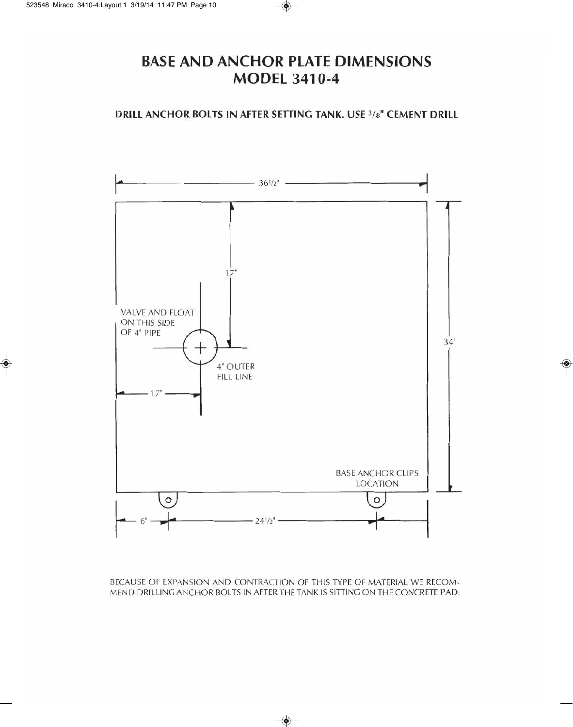# BASE AND ANCHOR PLATE DIMENSIONS
# MODEL 3410-4

**DRILL ANCHOR BOLTS IN AFTER SETTING TANK. USE 3/8" CEMENT DRILL**

36 1/2"

17"

VALVE AND FLOAT ON THIS SIDE OF 4" PIPE

34"

4" OUTER FILL LINE

17"

BASE ANCHOR CLIPS LOCATION

6"

24 1/2"

BECAUSE OF EXPANSION AND CONTRACTION OF THIS TYPE OF MATERIAL WE RECOMMEND DRILLING ANCHOR BOLTS IN AFTER THE TANK IS SITTING ON THE CONCRETE PAD.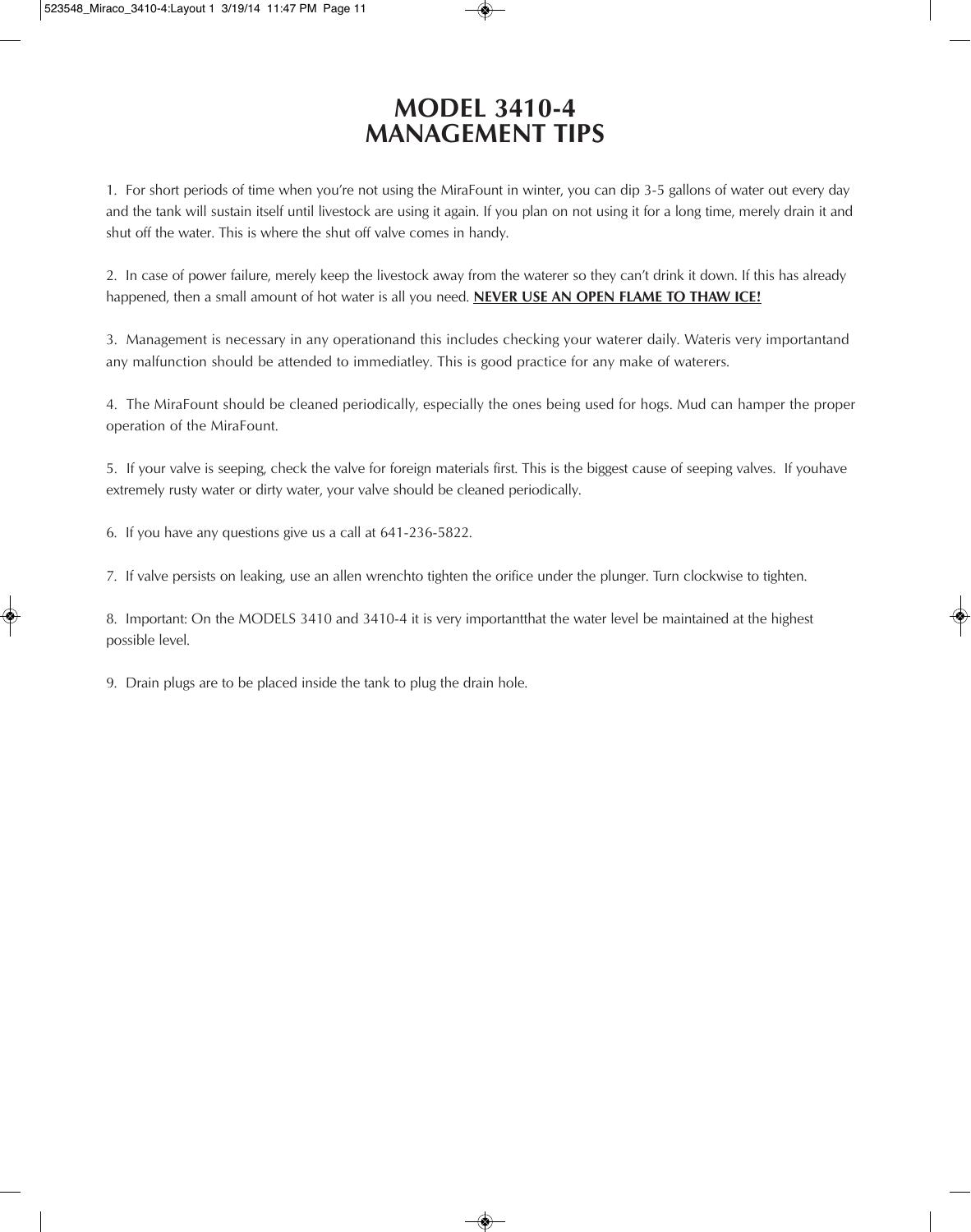# MODEL 3410-4
# MANAGEMENT TIPS

1. For short periods of time when you're not using the MiraFount in winter, you can dip 3-5 gallons of water out every day and the tank will sustain itself until livestock are using it again. If you plan on not using it for a long time, merely drain it and shut off the water. This is where the shut off valve comes in handy.

2. In case of power failure, merely keep the livestock away from the waterer so they can't drink it down. If this has already happened, then a small amount of hot water is all you need. **NEVER USE AN OPEN FLAME TO THAW ICE!**

3. Management is necessary in any operationand this includes checking your waterer daily. Wateris very importantand any malfunction should be attended to immediatley. This is good practice for any make of waterers.

4. The MiraFount should be cleaned periodically, especially the ones being used for hogs. Mud can hamper the proper operation of the MiraFount.

5. If your valve is seeping, check the valve for foreign materials first. This is the biggest cause of seeping valves. If youhave extremely rusty water or dirty water, your valve should be cleaned periodically.

6. If you have any questions give us a call at 641-236-5822.

7. If valve persists on leaking, use an allen wrenchto tighten the orifice under the plunger. Turn clockwise to tighten.

8. Important: On the MODELS 3410 and 3410-4 it is very importantthat the water level be maintained at the highest possible level.

9. Drain plugs are to be placed inside the tank to plug the drain hole.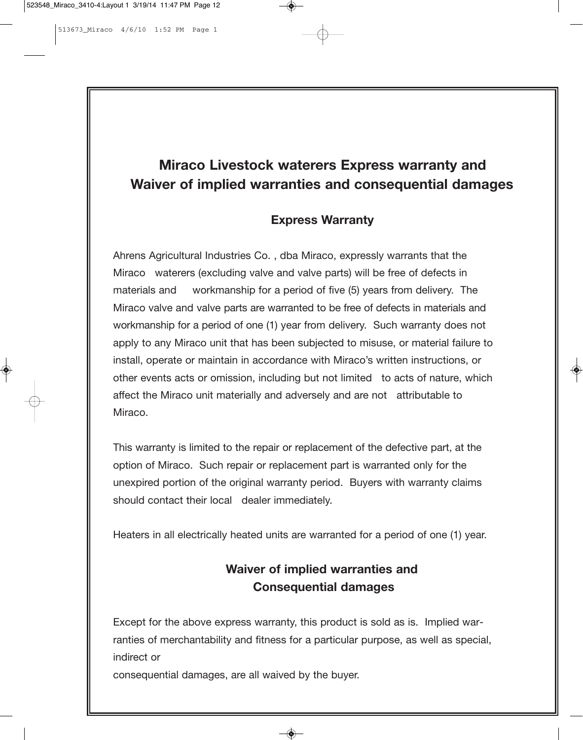# Miraco Livestock waterers Express warranty and Waiver of implied warranties and consequential damages

## Express Warranty

Ahrens Agricultural Industries Co. , dba Miraco, expressly warrants that the Miraco waterers (excluding valve and valve parts) will be free of defects in materials and workmanship for a period of five (5) years from delivery. The Miraco valve and valve parts are warranted to be free of defects in materials and workmanship for a period of one (1) year from delivery. Such warranty does not apply to any Miraco unit that has been subjected to misuse, or material failure to install, operate or maintain in accordance with Miraco's written instructions, or other events acts or omission, including but not limited to acts of nature, which affect the Miraco unit materially and adversely and are not attributable to Miraco.

This warranty is limited to the repair or replacement of the defective part, at the option of Miraco. Such repair or replacement part is warranted only for the unexpired portion of the original warranty period. Buyers with warranty claims should contact their local dealer immediately.

Heaters in all electrically heated units are warranted for a period of one (1) year.

## Waiver of implied warranties and Consequential damages

Except for the above express warranty, this product is sold as is. Implied warranties of merchantability and fitness for a particular purpose, as well as special, indirect or consequential damages, are all waived by the buyer.